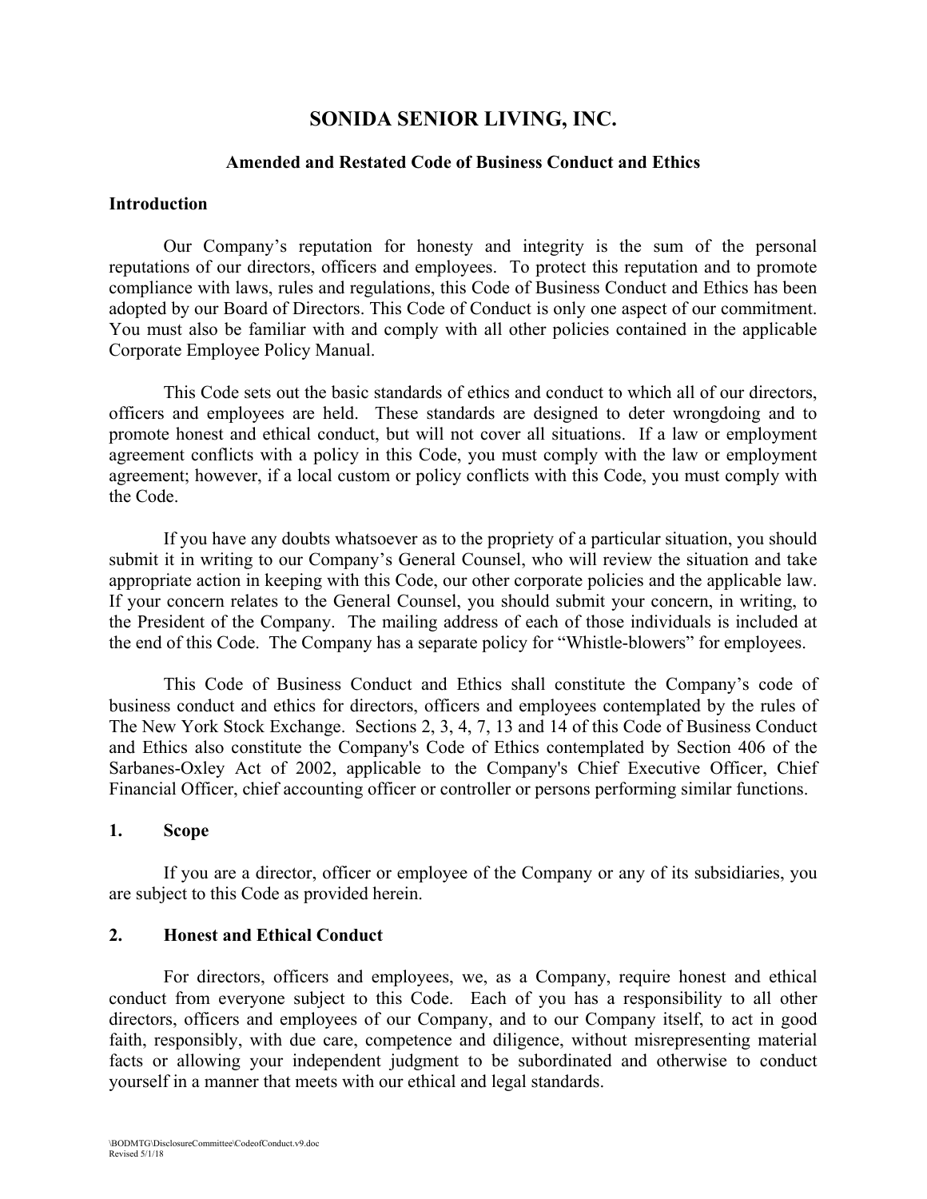# SONIDA SENIOR LIVING, INC.

## Amended and Restated Code of Business Conduct and Ethics

### Introduction

Our Company's reputation for honesty and integrity is the sum of the personal reputations of our directors, officers and employees. To protect this reputation and to promote compliance with laws, rules and regulations, this Code of Business Conduct and Ethics has been adopted by our Board of Directors. This Code of Conduct is only one aspect of our commitment. You must also be familiar with and comply with all other policies contained in the applicable Corporate Employee Policy Manual.

This Code sets out the basic standards of ethics and conduct to which all of our directors, officers and employees are held. These standards are designed to deter wrongdoing and to promote honest and ethical conduct, but will not cover all situations. If a law or employment agreement conflicts with a policy in this Code, you must comply with the law or employment agreement; however, if a local custom or policy conflicts with this Code, you must comply with the Code.

If you have any doubts whatsoever as to the propriety of a particular situation, you should submit it in writing to our Company's General Counsel, who will review the situation and take appropriate action in keeping with this Code, our other corporate policies and the applicable law. If your concern relates to the General Counsel, you should submit your concern, in writing, to the President of the Company. The mailing address of each of those individuals is included at the end of this Code. The Company has a separate policy for "Whistle-blowers" for employees.

This Code of Business Conduct and Ethics shall constitute the Company's code of business conduct and ethics for directors, officers and employees contemplated by the rules of The New York Stock Exchange. Sections 2, 3, 4, 7, 13 and 14 of this Code of Business Conduct and Ethics also constitute the Company's Code of Ethics contemplated by Section 406 of the Sarbanes-Oxley Act of 2002, applicable to the Company's Chief Executive Officer, Chief Financial Officer, chief accounting officer or controller or persons performing similar functions.

### 1. Scope

If you are a director, officer or employee of the Company or any of its subsidiaries, you are subject to this Code as provided herein.

### 2. Honest and Ethical Conduct

For directors, officers and employees, we, as a Company, require honest and ethical conduct from everyone subject to this Code. Each of you has a responsibility to all other directors, officers and employees of our Company, and to our Company itself, to act in good faith, responsibly, with due care, competence and diligence, without misrepresenting material facts or allowing your independent judgment to be subordinated and otherwise to conduct yourself in a manner that meets with our ethical and legal standards.

\BODMTG\DisclosureCommittee\CodeofConduct.v9.doc
Revised 5/1/18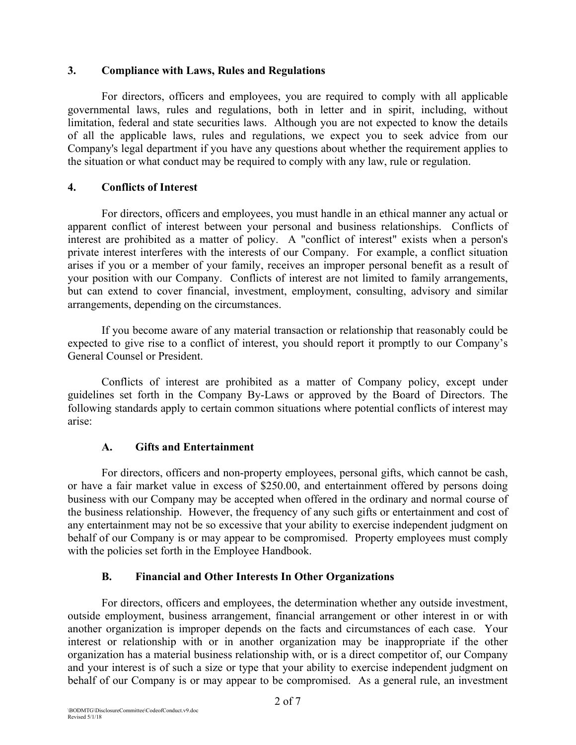## 3. Compliance with Laws, Rules and Regulations

For directors, officers and employees, you are required to comply with all applicable governmental laws, rules and regulations, both in letter and in spirit, including, without limitation, federal and state securities laws. Although you are not expected to know the details of all the applicable laws, rules and regulations, we expect you to seek advice from our Company's legal department if you have any questions about whether the requirement applies to the situation or what conduct may be required to comply with any law, rule or regulation.

## 4. Conflicts of Interest

For directors, officers and employees, you must handle in an ethical manner any actual or apparent conflict of interest between your personal and business relationships. Conflicts of interest are prohibited as a matter of policy. A "conflict of interest" exists when a person's private interest interferes with the interests of our Company. For example, a conflict situation arises if you or a member of your family, receives an improper personal benefit as a result of your position with our Company. Conflicts of interest are not limited to family arrangements, but can extend to cover financial, investment, employment, consulting, advisory and similar arrangements, depending on the circumstances.

If you become aware of any material transaction or relationship that reasonably could be expected to give rise to a conflict of interest, you should report it promptly to our Company's General Counsel or President.

Conflicts of interest are prohibited as a matter of Company policy, except under guidelines set forth in the Company By-Laws or approved by the Board of Directors. The following standards apply to certain common situations where potential conflicts of interest may arise:

### A. Gifts and Entertainment

For directors, officers and non-property employees, personal gifts, which cannot be cash, or have a fair market value in excess of $250.00, and entertainment offered by persons doing business with our Company may be accepted when offered in the ordinary and normal course of the business relationship. However, the frequency of any such gifts or entertainment and cost of any entertainment may not be so excessive that your ability to exercise independent judgment on behalf of our Company is or may appear to be compromised. Property employees must comply with the policies set forth in the Employee Handbook.

### B. Financial and Other Interests In Other Organizations

For directors, officers and employees, the determination whether any outside investment, outside employment, business arrangement, financial arrangement or other interest in or with another organization is improper depends on the facts and circumstances of each case. Your interest or relationship with or in another organization may be inappropriate if the other organization has a material business relationship with, or is a direct competitor of, our Company and your interest is of such a size or type that your ability to exercise independent judgment on behalf of our Company is or may appear to be compromised. As a general rule, an investment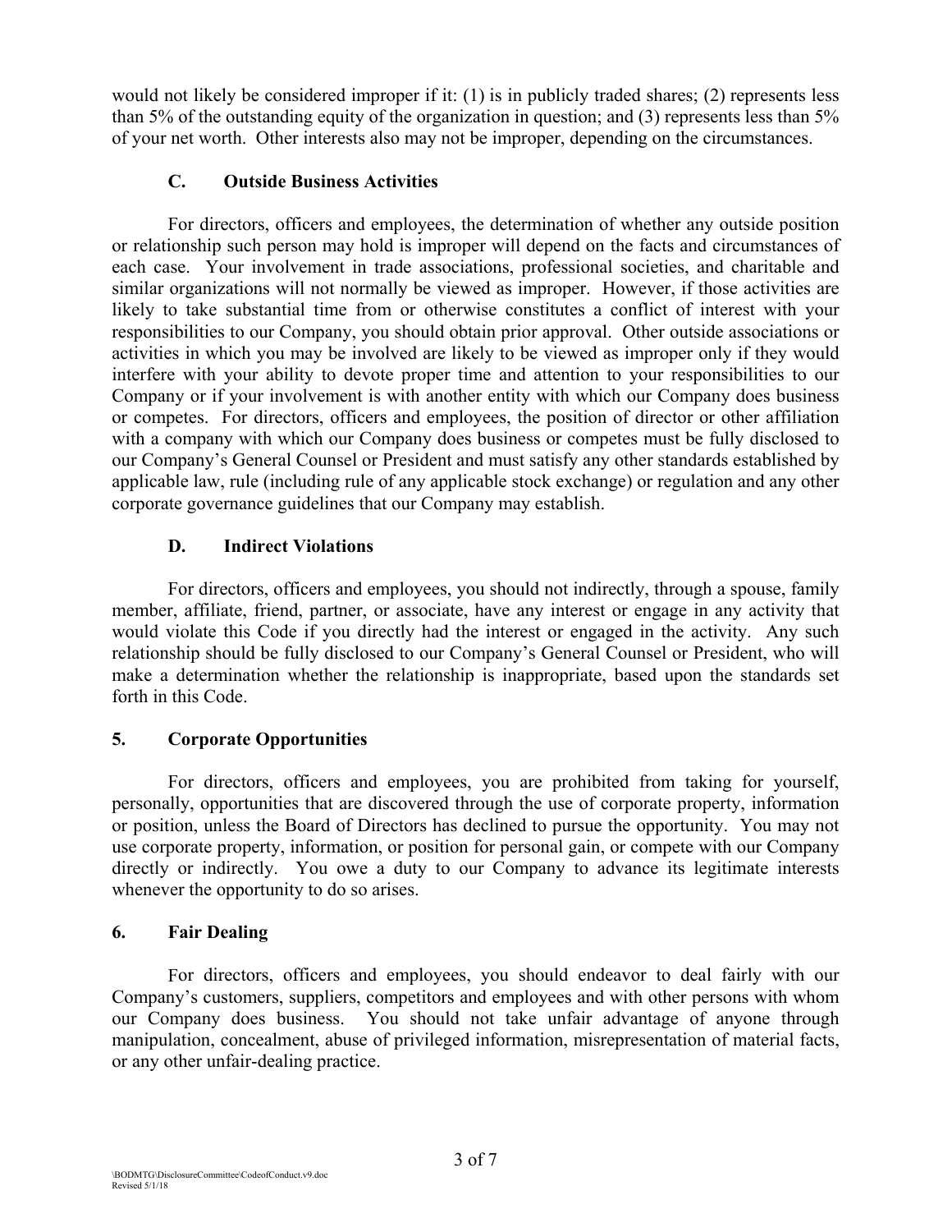would not likely be considered improper if it: (1) is in publicly traded shares; (2) represents less than 5% of the outstanding equity of the organization in question; and (3) represents less than 5% of your net worth. Other interests also may not be improper, depending on the circumstances.

### C. Outside Business Activities

For directors, officers and employees, the determination of whether any outside position or relationship such person may hold is improper will depend on the facts and circumstances of each case. Your involvement in trade associations, professional societies, and charitable and similar organizations will not normally be viewed as improper. However, if those activities are likely to take substantial time from or otherwise constitutes a conflict of interest with your responsibilities to our Company, you should obtain prior approval. Other outside associations or activities in which you may be involved are likely to be viewed as improper only if they would interfere with your ability to devote proper time and attention to your responsibilities to our Company or if your involvement is with another entity with which our Company does business or competes. For directors, officers and employees, the position of director or other affiliation with a company with which our Company does business or competes must be fully disclosed to our Company's General Counsel or President and must satisfy any other standards established by applicable law, rule (including rule of any applicable stock exchange) or regulation and any other corporate governance guidelines that our Company may establish.

### D. Indirect Violations

For directors, officers and employees, you should not indirectly, through a spouse, family member, affiliate, friend, partner, or associate, have any interest or engage in any activity that would violate this Code if you directly had the interest or engaged in the activity. Any such relationship should be fully disclosed to our Company's General Counsel or President, who will make a determination whether the relationship is inappropriate, based upon the standards set forth in this Code.

## 5. Corporate Opportunities

For directors, officers and employees, you are prohibited from taking for yourself, personally, opportunities that are discovered through the use of corporate property, information or position, unless the Board of Directors has declined to pursue the opportunity. You may not use corporate property, information, or position for personal gain, or compete with our Company directly or indirectly. You owe a duty to our Company to advance its legitimate interests whenever the opportunity to do so arises.

## 6. Fair Dealing

For directors, officers and employees, you should endeavor to deal fairly with our Company's customers, suppliers, competitors and employees and with other persons with whom our Company does business. You should not take unfair advantage of anyone through manipulation, concealment, abuse of privileged information, misrepresentation of material facts, or any other unfair-dealing practice.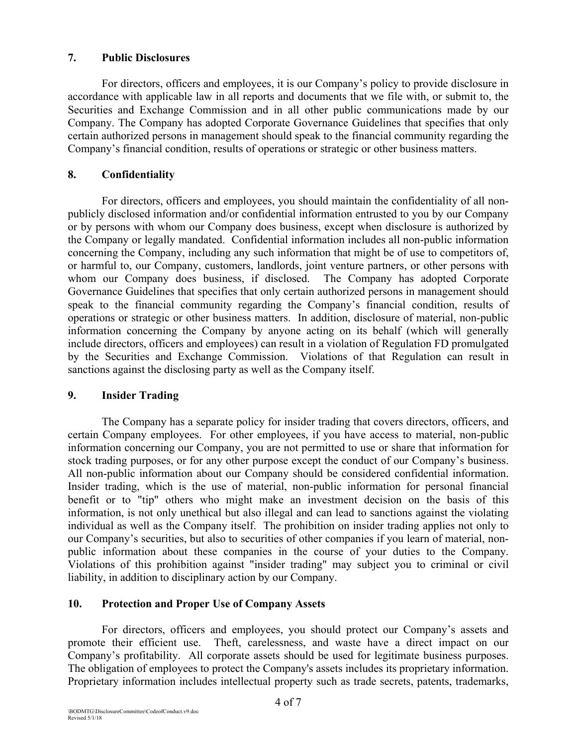## 7. Public Disclosures

For directors, officers and employees, it is our Company's policy to provide disclosure in accordance with applicable law in all reports and documents that we file with, or submit to, the Securities and Exchange Commission and in all other public communications made by our Company. The Company has adopted Corporate Governance Guidelines that specifies that only certain authorized persons in management should speak to the financial community regarding the Company's financial condition, results of operations or strategic or other business matters.

## 8. Confidentiality

For directors, officers and employees, you should maintain the confidentiality of all non-publicly disclosed information and/or confidential information entrusted to you by our Company or by persons with whom our Company does business, except when disclosure is authorized by the Company or legally mandated. Confidential information includes all non-public information concerning the Company, including any such information that might be of use to competitors of, or harmful to, our Company, customers, landlords, joint venture partners, or other persons with whom our Company does business, if disclosed. The Company has adopted Corporate Governance Guidelines that specifies that only certain authorized persons in management should speak to the financial community regarding the Company's financial condition, results of operations or strategic or other business matters. In addition, disclosure of material, non-public information concerning the Company by anyone acting on its behalf (which will generally include directors, officers and employees) can result in a violation of Regulation FD promulgated by the Securities and Exchange Commission. Violations of that Regulation can result in sanctions against the disclosing party as well as the Company itself.

## 9. Insider Trading

The Company has a separate policy for insider trading that covers directors, officers, and certain Company employees. For other employees, if you have access to material, non-public information concerning our Company, you are not permitted to use or share that information for stock trading purposes, or for any other purpose except the conduct of our Company's business. All non-public information about our Company should be considered confidential information. Insider trading, which is the use of material, non-public information for personal financial benefit or to "tip" others who might make an investment decision on the basis of this information, is not only unethical but also illegal and can lead to sanctions against the violating individual as well as the Company itself. The prohibition on insider trading applies not only to our Company's securities, but also to securities of other companies if you learn of material, non-public information about these companies in the course of your duties to the Company. Violations of this prohibition against "insider trading" may subject you to criminal or civil liability, in addition to disciplinary action by our Company.

## 10. Protection and Proper Use of Company Assets

For directors, officers and employees, you should protect our Company's assets and promote their efficient use. Theft, carelessness, and waste have a direct impact on our Company's profitability. All corporate assets should be used for legitimate business purposes. The obligation of employees to protect the Company's assets includes its proprietary information. Proprietary information includes intellectual property such as trade secrets, patents, trademarks,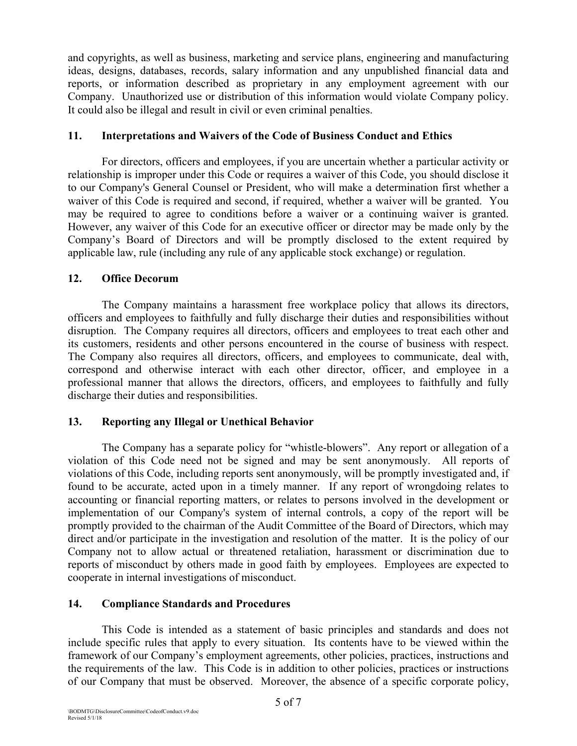and copyrights, as well as business, marketing and service plans, engineering and manufacturing ideas, designs, databases, records, salary information and any unpublished financial data and reports, or information described as proprietary in any employment agreement with our Company. Unauthorized use or distribution of this information would violate Company policy. It could also be illegal and result in civil or even criminal penalties.

## 11. Interpretations and Waivers of the Code of Business Conduct and Ethics

For directors, officers and employees, if you are uncertain whether a particular activity or relationship is improper under this Code or requires a waiver of this Code, you should disclose it to our Company's General Counsel or President, who will make a determination first whether a waiver of this Code is required and second, if required, whether a waiver will be granted. You may be required to agree to conditions before a waiver or a continuing waiver is granted. However, any waiver of this Code for an executive officer or director may be made only by the Company's Board of Directors and will be promptly disclosed to the extent required by applicable law, rule (including any rule of any applicable stock exchange) or regulation.

## 12. Office Decorum

The Company maintains a harassment free workplace policy that allows its directors, officers and employees to faithfully and fully discharge their duties and responsibilities without disruption. The Company requires all directors, officers and employees to treat each other and its customers, residents and other persons encountered in the course of business with respect. The Company also requires all directors, officers, and employees to communicate, deal with, correspond and otherwise interact with each other director, officer, and employee in a professional manner that allows the directors, officers, and employees to faithfully and fully discharge their duties and responsibilities.

## 13. Reporting any Illegal or Unethical Behavior

The Company has a separate policy for "whistle-blowers". Any report or allegation of a violation of this Code need not be signed and may be sent anonymously. All reports of violations of this Code, including reports sent anonymously, will be promptly investigated and, if found to be accurate, acted upon in a timely manner. If any report of wrongdoing relates to accounting or financial reporting matters, or relates to persons involved in the development or implementation of our Company's system of internal controls, a copy of the report will be promptly provided to the chairman of the Audit Committee of the Board of Directors, which may direct and/or participate in the investigation and resolution of the matter. It is the policy of our Company not to allow actual or threatened retaliation, harassment or discrimination due to reports of misconduct by others made in good faith by employees. Employees are expected to cooperate in internal investigations of misconduct.

## 14. Compliance Standards and Procedures

This Code is intended as a statement of basic principles and standards and does not include specific rules that apply to every situation. Its contents have to be viewed within the framework of our Company's employment agreements, other policies, practices, instructions and the requirements of the law. This Code is in addition to other policies, practices or instructions of our Company that must be observed. Moreover, the absence of a specific corporate policy,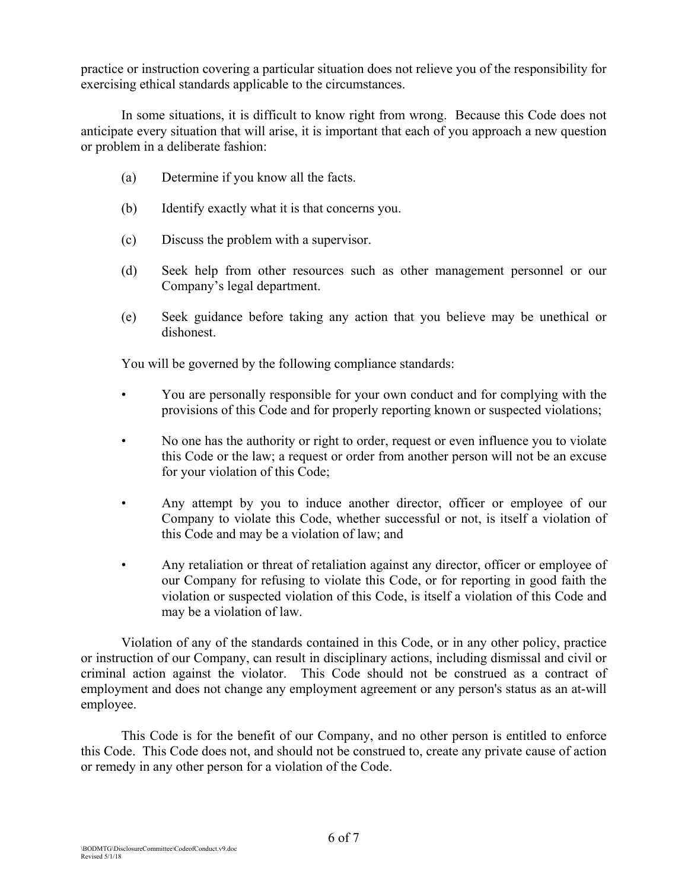practice or instruction covering a particular situation does not relieve you of the responsibility for exercising ethical standards applicable to the circumstances.

In some situations, it is difficult to know right from wrong. Because this Code does not anticipate every situation that will arise, it is important that each of you approach a new question or problem in a deliberate fashion:

(a) Determine if you know all the facts.

(b) Identify exactly what it is that concerns you.

(c) Discuss the problem with a supervisor.

(d) Seek help from other resources such as other management personnel or our Company's legal department.

(e) Seek guidance before taking any action that you believe may be unethical or dishonest.

You will be governed by the following compliance standards:

- You are personally responsible for your own conduct and for complying with the provisions of this Code and for properly reporting known or suspected violations;
- No one has the authority or right to order, request or even influence you to violate this Code or the law; a request or order from another person will not be an excuse for your violation of this Code;
- Any attempt by you to induce another director, officer or employee of our Company to violate this Code, whether successful or not, is itself a violation of this Code and may be a violation of law; and
- Any retaliation or threat of retaliation against any director, officer or employee of our Company for refusing to violate this Code, or for reporting in good faith the violation or suspected violation of this Code, is itself a violation of this Code and may be a violation of law.

Violation of any of the standards contained in this Code, or in any other policy, practice or instruction of our Company, can result in disciplinary actions, including dismissal and civil or criminal action against the violator. This Code should not be construed as a contract of employment and does not change any employment agreement or any person's status as an at-will employee.

This Code is for the benefit of our Company, and no other person is entitled to enforce this Code. This Code does not, and should not be construed to, create any private cause of action or remedy in any other person for a violation of the Code.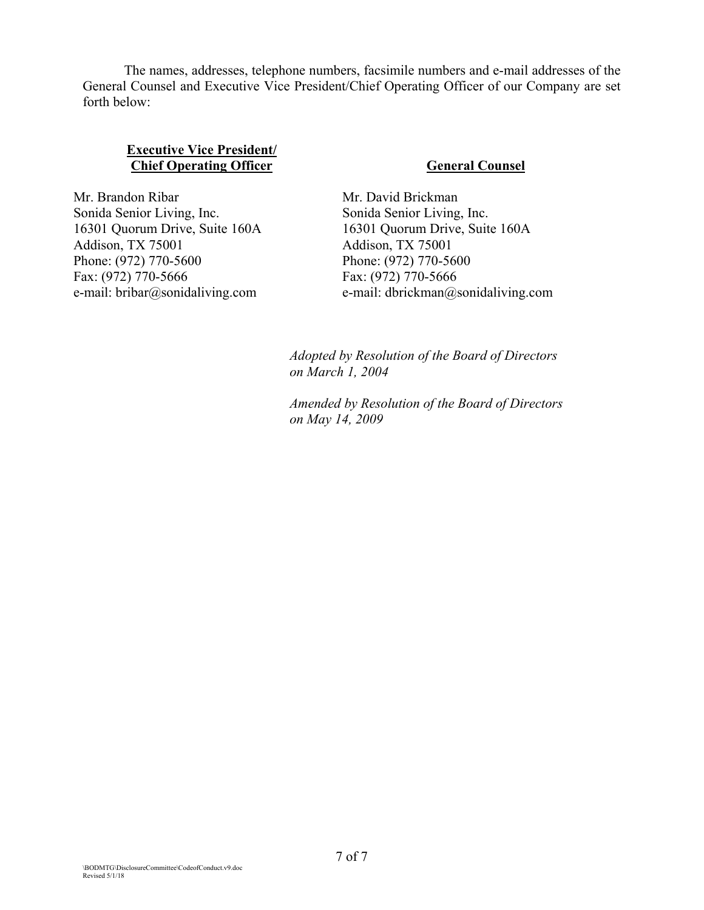The names, addresses, telephone numbers, facsimile numbers and e-mail addresses of the General Counsel and Executive Vice President/Chief Operating Officer of our Company are set forth below:

**Executive Vice President/ Chief Operating Officer**

Mr. Brandon Ribar
Sonida Senior Living, Inc.
16301 Quorum Drive, Suite 160A
Addison, TX 75001
Phone: (972) 770-5600
Fax: (972) 770-5666
e-mail: bribar@sonidaliving.com

**General Counsel**

Mr. David Brickman
Sonida Senior Living, Inc.
16301 Quorum Drive, Suite 160A
Addison, TX 75001
Phone: (972) 770-5600
Fax: (972) 770-5666
e-mail: dbrickman@sonidaliving.com

*Adopted by Resolution of the Board of Directors on March 1, 2004*

*Amended by Resolution of the Board of Directors on May 14, 2009*

\BODMTG\DisclosureCommittee\CodeofConduct.v9.doc
Revised 5/1/18